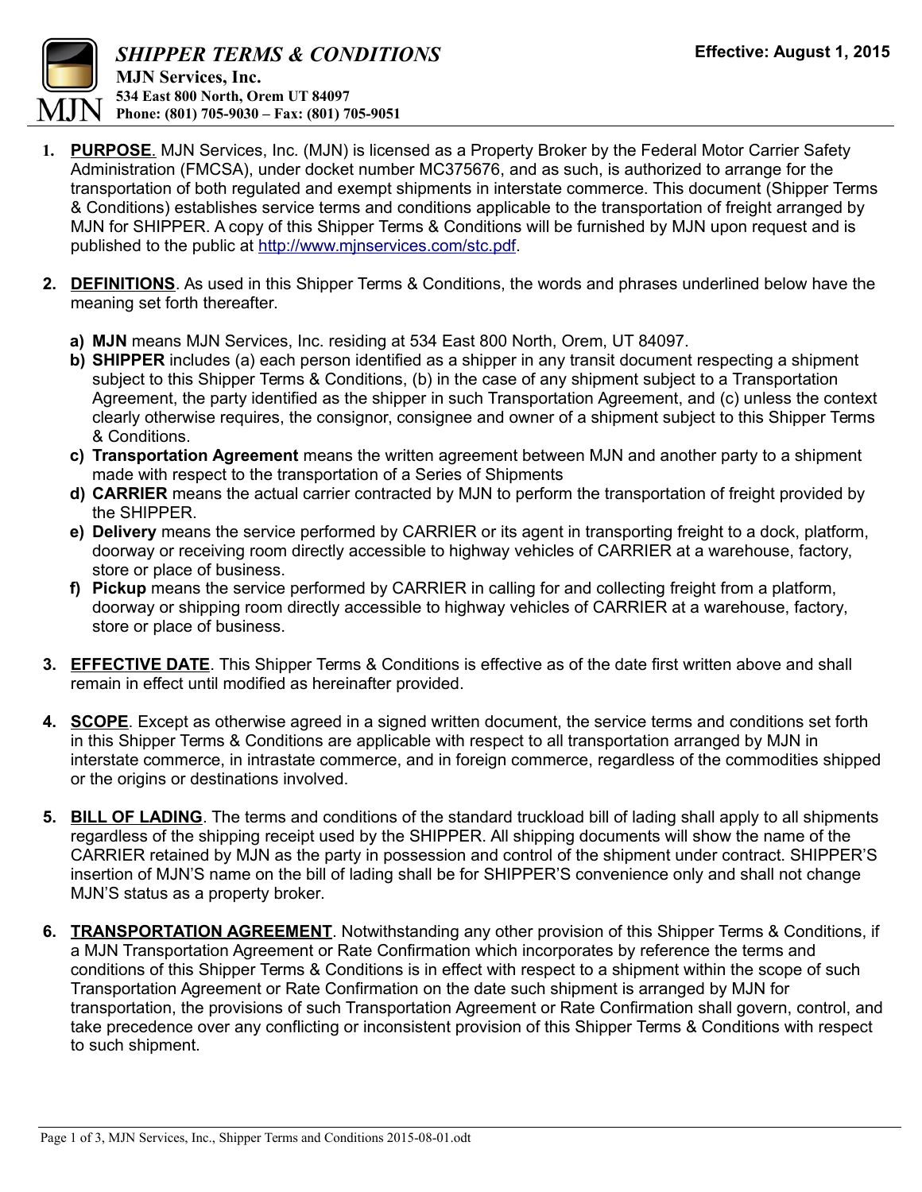# *SHIPPER TERMS & CONDITIONS*

**MJN Services, Inc.**
**534 East 800 North, Orem UT 84097**
**Phone: (801) 705-9030 – Fax: (801) 705-9051**

**Effective: August 1, 2015**

1. **PURPOSE**. MJN Services, Inc. (MJN) is licensed as a Property Broker by the Federal Motor Carrier Safety Administration (FMCSA), under docket number MC375676, and as such, is authorized to arrange for the transportation of both regulated and exempt shipments in interstate commerce. This document (Shipper Terms & Conditions) establishes service terms and conditions applicable to the transportation of freight arranged by MJN for SHIPPER. A copy of this Shipper Terms & Conditions will be furnished by MJN upon request and is published to the public at http://www.mjnservices.com/stc.pdf.

2. **DEFINITIONS**. As used in this Shipper Terms & Conditions, the words and phrases underlined below have the meaning set forth thereafter.

   a) **MJN** means MJN Services, Inc. residing at 534 East 800 North, Orem, UT 84097.
   b) **SHIPPER** includes (a) each person identified as a shipper in any transit document respecting a shipment subject to this Shipper Terms & Conditions, (b) in the case of any shipment subject to a Transportation Agreement, the party identified as the shipper in such Transportation Agreement, and (c) unless the context clearly otherwise requires, the consignor, consignee and owner of a shipment subject to this Shipper Terms & Conditions.
   c) **Transportation Agreement** means the written agreement between MJN and another party to a shipment made with respect to the transportation of a Series of Shipments
   d) **CARRIER** means the actual carrier contracted by MJN to perform the transportation of freight provided by the SHIPPER.
   e) **Delivery** means the service performed by CARRIER or its agent in transporting freight to a dock, platform, doorway or receiving room directly accessible to highway vehicles of CARRIER at a warehouse, factory, store or place of business.
   f) **Pickup** means the service performed by CARRIER in calling for and collecting freight from a platform, doorway or shipping room directly accessible to highway vehicles of CARRIER at a warehouse, factory, store or place of business.

3. **EFFECTIVE DATE**. This Shipper Terms & Conditions is effective as of the date first written above and shall remain in effect until modified as hereinafter provided.

4. **SCOPE**. Except as otherwise agreed in a signed written document, the service terms and conditions set forth in this Shipper Terms & Conditions are applicable with respect to all transportation arranged by MJN in interstate commerce, in intrastate commerce, and in foreign commerce, regardless of the commodities shipped or the origins or destinations involved.

5. **BILL OF LADING**. The terms and conditions of the standard truckload bill of lading shall apply to all shipments regardless of the shipping receipt used by the SHIPPER. All shipping documents will show the name of the CARRIER retained by MJN as the party in possession and control of the shipment under contract. SHIPPER'S insertion of MJN'S name on the bill of lading shall be for SHIPPER'S convenience only and shall not change MJN'S status as a property broker.

6. **TRANSPORTATION AGREEMENT**. Notwithstanding any other provision of this Shipper Terms & Conditions, if a MJN Transportation Agreement or Rate Confirmation which incorporates by reference the terms and conditions of this Shipper Terms & Conditions is in effect with respect to a shipment within the scope of such Transportation Agreement or Rate Confirmation on the date such shipment is arranged by MJN for transportation, the provisions of such Transportation Agreement or Rate Confirmation shall govern, control, and take precedence over any conflicting or inconsistent provision of this Shipper Terms & Conditions with respect to such shipment.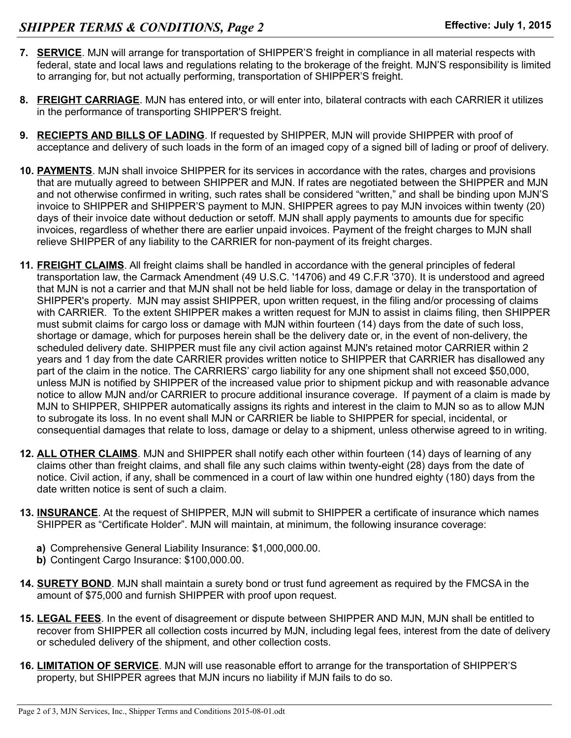7. **SERVICE**. MJN will arrange for transportation of SHIPPER'S freight in compliance in all material respects with federal, state and local laws and regulations relating to the brokerage of the freight. MJN'S responsibility is limited to arranging for, but not actually performing, transportation of SHIPPER'S freight.

8. **FREIGHT CARRIAGE**. MJN has entered into, or will enter into, bilateral contracts with each CARRIER it utilizes in the performance of transporting SHIPPER'S freight.

9. **RECIEPTS AND BILLS OF LADING**. If requested by SHIPPER, MJN will provide SHIPPER with proof of acceptance and delivery of such loads in the form of an imaged copy of a signed bill of lading or proof of delivery.

10. **PAYMENTS**. MJN shall invoice SHIPPER for its services in accordance with the rates, charges and provisions that are mutually agreed to between SHIPPER and MJN. If rates are negotiated between the SHIPPER and MJN and not otherwise confirmed in writing, such rates shall be considered "written," and shall be binding upon MJN'S invoice to SHIPPER and SHIPPER'S payment to MJN. SHIPPER agrees to pay MJN invoices within twenty (20) days of their invoice date without deduction or setoff. MJN shall apply payments to amounts due for specific invoices, regardless of whether there are earlier unpaid invoices. Payment of the freight charges to MJN shall relieve SHIPPER of any liability to the CARRIER for non-payment of its freight charges.

11. **FREIGHT CLAIMS**. All freight claims shall be handled in accordance with the general principles of federal transportation law, the Carmack Amendment (49 U.S.C. '14706) and 49 C.F.R '370). It is understood and agreed that MJN is not a carrier and that MJN shall not be held liable for loss, damage or delay in the transportation of SHIPPER's property. MJN may assist SHIPPER, upon written request, in the filing and/or processing of claims with CARRIER. To the extent SHIPPER makes a written request for MJN to assist in claims filing, then SHIPPER must submit claims for cargo loss or damage with MJN within fourteen (14) days from the date of such loss, shortage or damage, which for purposes herein shall be the delivery date or, in the event of non-delivery, the scheduled delivery date. SHIPPER must file any civil action against MJN's retained motor CARRIER within 2 years and 1 day from the date CARRIER provides written notice to SHIPPER that CARRIER has disallowed any part of the claim in the notice. The CARRIERS' cargo liability for any one shipment shall not exceed $50,000, unless MJN is notified by SHIPPER of the increased value prior to shipment pickup and with reasonable advance notice to allow MJN and/or CARRIER to procure additional insurance coverage. If payment of a claim is made by MJN to SHIPPER, SHIPPER automatically assigns its rights and interest in the claim to MJN so as to allow MJN to subrogate its loss. In no event shall MJN or CARRIER be liable to SHIPPER for special, incidental, or consequential damages that relate to loss, damage or delay to a shipment, unless otherwise agreed to in writing.

12. **ALL OTHER CLAIMS**. MJN and SHIPPER shall notify each other within fourteen (14) days of learning of any claims other than freight claims, and shall file any such claims within twenty-eight (28) days from the date of notice. Civil action, if any, shall be commenced in a court of law within one hundred eighty (180) days from the date written notice is sent of such a claim.

13. **INSURANCE**. At the request of SHIPPER, MJN will submit to SHIPPER a certificate of insurance which names SHIPPER as "Certificate Holder". MJN will maintain, at minimum, the following insurance coverage:

    **a)** Comprehensive General Liability Insurance: $1,000,000.00.
    **b)** Contingent Cargo Insurance: $100,000.00.

14. **SURETY BOND**. MJN shall maintain a surety bond or trust fund agreement as required by the FMCSA in the amount of $75,000 and furnish SHIPPER with proof upon request.

15. **LEGAL FEES**. In the event of disagreement or dispute between SHIPPER AND MJN, MJN shall be entitled to recover from SHIPPER all collection costs incurred by MJN, including legal fees, interest from the date of delivery or scheduled delivery of the shipment, and other collection costs.

16. **LIMITATION OF SERVICE**. MJN will use reasonable effort to arrange for the transportation of SHIPPER'S property, but SHIPPER agrees that MJN incurs no liability if MJN fails to do so.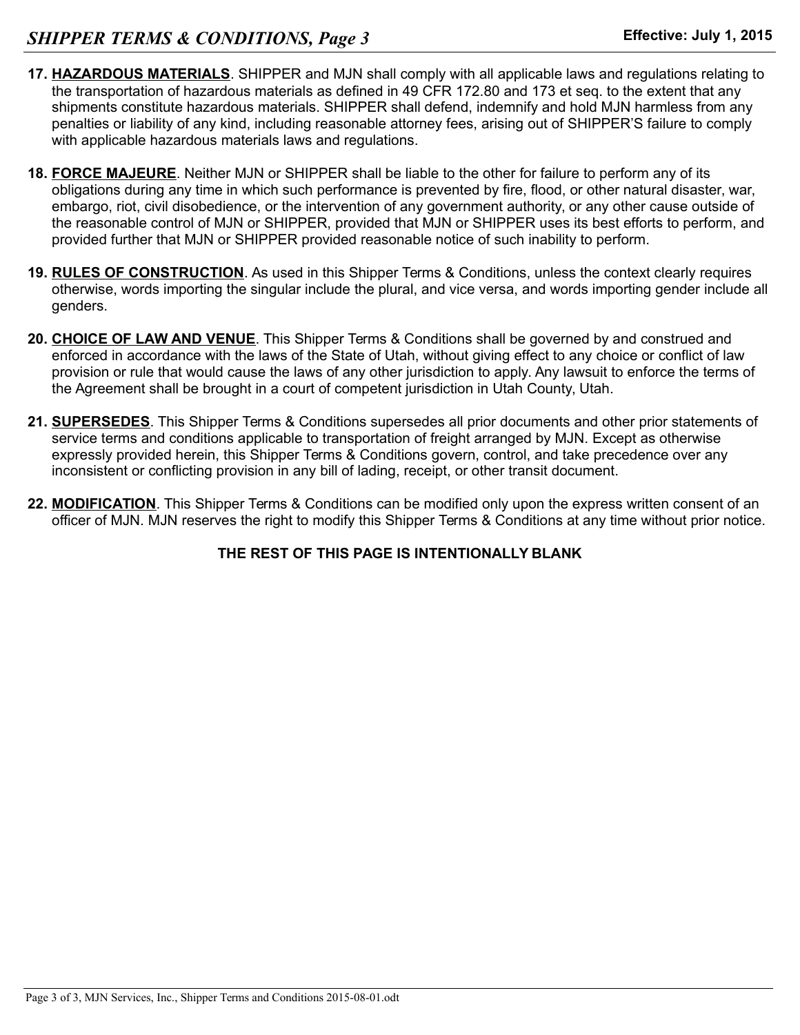17. **HAZARDOUS MATERIALS**. SHIPPER and MJN shall comply with all applicable laws and regulations relating to the transportation of hazardous materials as defined in 49 CFR 172.80 and 173 et seq. to the extent that any shipments constitute hazardous materials. SHIPPER shall defend, indemnify and hold MJN harmless from any penalties or liability of any kind, including reasonable attorney fees, arising out of SHIPPER'S failure to comply with applicable hazardous materials laws and regulations.

18. **FORCE MAJEURE**. Neither MJN or SHIPPER shall be liable to the other for failure to perform any of its obligations during any time in which such performance is prevented by fire, flood, or other natural disaster, war, embargo, riot, civil disobedience, or the intervention of any government authority, or any other cause outside of the reasonable control of MJN or SHIPPER, provided that MJN or SHIPPER uses its best efforts to perform, and provided further that MJN or SHIPPER provided reasonable notice of such inability to perform.

19. **RULES OF CONSTRUCTION**. As used in this Shipper Terms & Conditions, unless the context clearly requires otherwise, words importing the singular include the plural, and vice versa, and words importing gender include all genders.

20. **CHOICE OF LAW AND VENUE**. This Shipper Terms & Conditions shall be governed by and construed and enforced in accordance with the laws of the State of Utah, without giving effect to any choice or conflict of law provision or rule that would cause the laws of any other jurisdiction to apply. Any lawsuit to enforce the terms of the Agreement shall be brought in a court of competent jurisdiction in Utah County, Utah.

21. **SUPERSEDES**. This Shipper Terms & Conditions supersedes all prior documents and other prior statements of service terms and conditions applicable to transportation of freight arranged by MJN. Except as otherwise expressly provided herein, this Shipper Terms & Conditions govern, control, and take precedence over any inconsistent or conflicting provision in any bill of lading, receipt, or other transit document.

22. **MODIFICATION**. This Shipper Terms & Conditions can be modified only upon the express written consent of an officer of MJN. MJN reserves the right to modify this Shipper Terms & Conditions at any time without prior notice.

**THE REST OF THIS PAGE IS INTENTIONALLY BLANK**